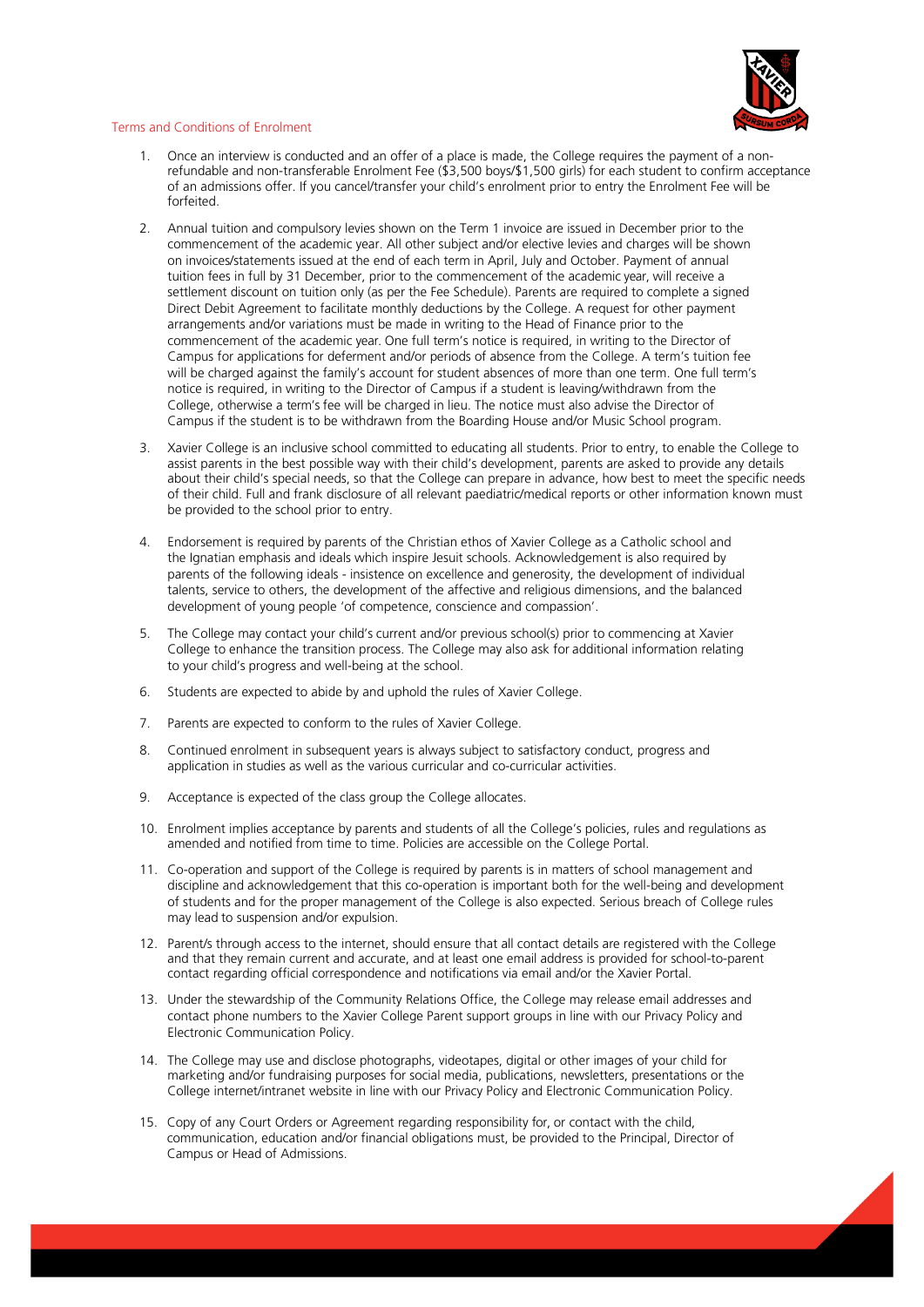## Terms and Conditions of Enrolment

1. Once an interview is conducted and an offer of a place is made, the College requires the payment of a non-refundable and non-transferable Enrolment Fee ($3,500 boys/$1,500 girls) for each student to confirm acceptance of an admissions offer. If you cancel/transfer your child's enrolment prior to entry the Enrolment Fee will be forfeited.

2. Annual tuition and compulsory levies shown on the Term 1 invoice are issued in December prior to the commencement of the academic year. All other subject and/or elective levies and charges will be shown on invoices/statements issued at the end of each term in April, July and October. Payment of annual tuition fees in full by 31 December, prior to the commencement of the academic year, will receive a settlement discount on tuition only (as per the Fee Schedule). Parents are required to complete a signed Direct Debit Agreement to facilitate monthly deductions by the College. A request for other payment arrangements and/or variations must be made in writing to the Head of Finance prior to the commencement of the academic year. One full term's notice is required, in writing to the Director of Campus for applications for deferment and/or periods of absence from the College. A term's tuition fee will be charged against the family's account for student absences of more than one term. One full term's notice is required, in writing to the Director of Campus if a student is leaving/withdrawn from the College, otherwise a term's fee will be charged in lieu. The notice must also advise the Director of Campus if the student is to be withdrawn from the Boarding House and/or Music School program.

3. Xavier College is an inclusive school committed to educating all students. Prior to entry, to enable the College to assist parents in the best possible way with their child's development, parents are asked to provide any details about their child's special needs, so that the College can prepare in advance, how best to meet the specific needs of their child. Full and frank disclosure of all relevant paediatric/medical reports or other information known must be provided to the school prior to entry.

4. Endorsement is required by parents of the Christian ethos of Xavier College as a Catholic school and the Ignatian emphasis and ideals which inspire Jesuit schools. Acknowledgement is also required by parents of the following ideals - insistence on excellence and generosity, the development of individual talents, service to others, the development of the affective and religious dimensions, and the balanced development of young people 'of competence, conscience and compassion'.

5. The College may contact your child's current and/or previous school(s) prior to commencing at Xavier College to enhance the transition process. The College may also ask for additional information relating to your child's progress and well-being at the school.

6. Students are expected to abide by and uphold the rules of Xavier College.

7. Parents are expected to conform to the rules of Xavier College.

8. Continued enrolment in subsequent years is always subject to satisfactory conduct, progress and application in studies as well as the various curricular and co-curricular activities.

9. Acceptance is expected of the class group the College allocates.

10. Enrolment implies acceptance by parents and students of all the College's policies, rules and regulations as amended and notified from time to time. Policies are accessible on the College Portal.

11. Co-operation and support of the College is required by parents is in matters of school management and discipline and acknowledgement that this co-operation is important both for the well-being and development of students and for the proper management of the College is also expected. Serious breach of College rules may lead to suspension and/or expulsion.

12. Parent/s through access to the internet, should ensure that all contact details are registered with the College and that they remain current and accurate, and at least one email address is provided for school-to-parent contact regarding official correspondence and notifications via email and/or the Xavier Portal.

13. Under the stewardship of the Community Relations Office, the College may release email addresses and contact phone numbers to the Xavier College Parent support groups in line with our Privacy Policy and Electronic Communication Policy.

14. The College may use and disclose photographs, videotapes, digital or other images of your child for marketing and/or fundraising purposes for social media, publications, newsletters, presentations or the College internet/intranet website in line with our Privacy Policy and Electronic Communication Policy.

15. Copy of any Court Orders or Agreement regarding responsibility for, or contact with the child, communication, education and/or financial obligations must, be provided to the Principal, Director of Campus or Head of Admissions.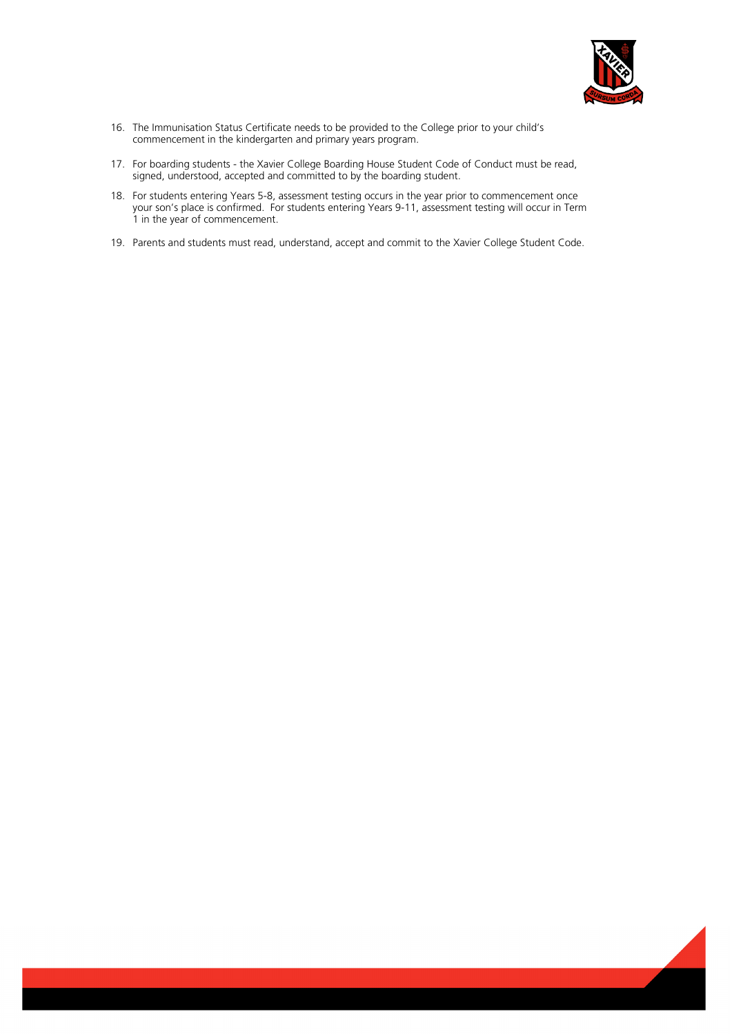16. The Immunisation Status Certificate needs to be provided to the College prior to your child's commencement in the kindergarten and primary years program.

17. For boarding students - the Xavier College Boarding House Student Code of Conduct must be read, signed, understood, accepted and committed to by the boarding student.

18. For students entering Years 5-8, assessment testing occurs in the year prior to commencement once your son's place is confirmed. For students entering Years 9-11, assessment testing will occur in Term 1 in the year of commencement.

19. Parents and students must read, understand, accept and commit to the Xavier College Student Code.